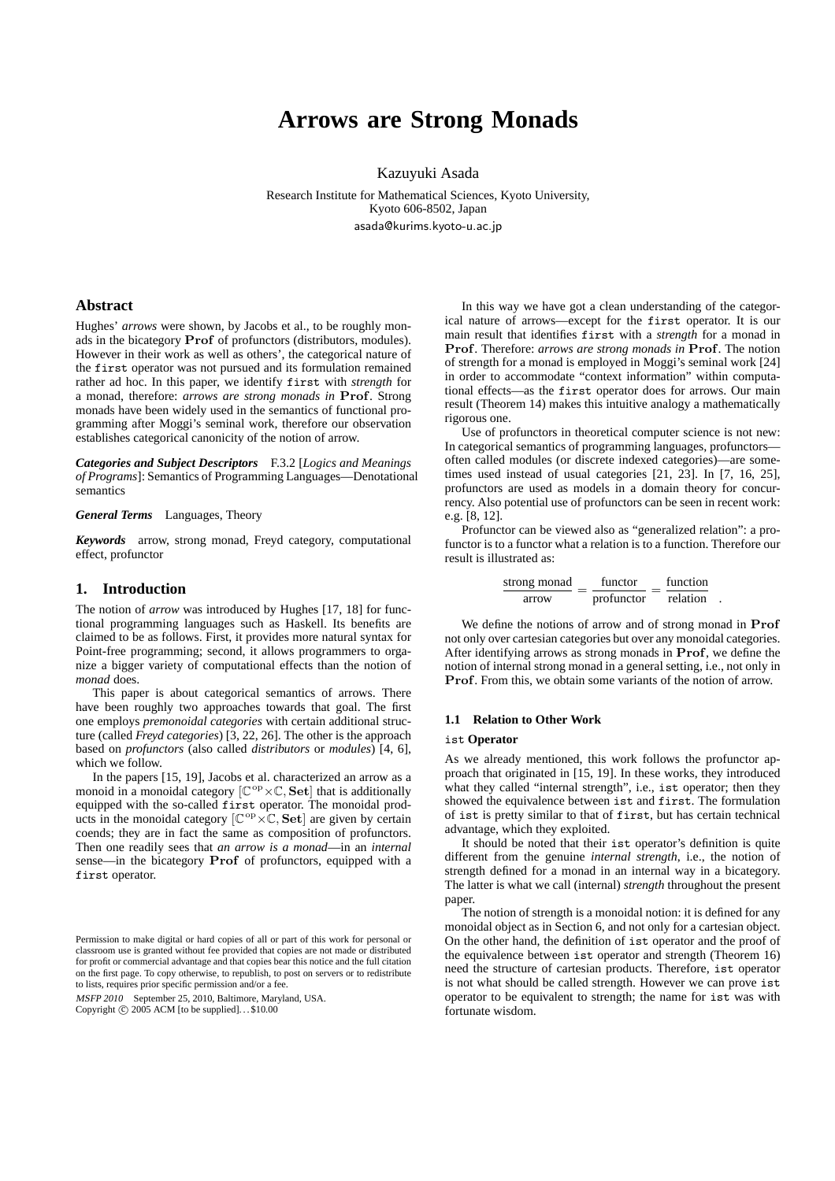# Arrows are Strong Monads

Kazuyuki Asada

Research Institute for Mathematical Sciences, Kyoto University,
Kyoto 606-8502, Japan
asada@kurims.kyoto-u.ac.jp

## Abstract

Hughes' *arrows* were shown, by Jacobs et al., to be roughly monads in the bicategory **Prof** of profunctors (distributors, modules). However in their work as well as others', the categorical nature of the `first` operator was not pursued and its formulation remained rather ad hoc. In this paper, we identify `first` with *strength* for a monad, therefore: *arrows are strong monads in* **Prof**. Strong monads have been widely used in the semantics of functional programming after Moggi's seminal work, therefore our observation establishes categorical canonicity of the notion of arrow.

***Categories and Subject Descriptors*** F.3.2 [*Logics and Meanings of Programs*]: Semantics of Programming Languages—Denotational semantics

***General Terms*** Languages, Theory

***Keywords*** arrow, strong monad, Freyd category, computational effect, profunctor

## 1. Introduction

The notion of *arrow* was introduced by Hughes [17, 18] for functional programming languages such as Haskell. Its benefits are claimed to be as follows. First, it provides more natural syntax for Point-free programming; second, it allows programmers to organize a bigger variety of computational effects than the notion of *monad* does.

This paper is about categorical semantics of arrows. There have been roughly two approaches towards that goal. The first one employs *premonoidal categories* with certain additional structure (called *Freyd categories*) [3, 22, 26]. The other is the approach based on *profunctors* (also called *distributors* or *modules*) [4, 6], which we follow.

In the papers [15, 19], Jacobs et al. characterized an arrow as a monoid in a monoidal category $[\mathbb{C}^{\mathrm{op}} \times \mathbb{C}, \mathbf{Set}]$ that is additionally equipped with the so-called `first` operator. The monoidal products in the monoidal category $[\mathbb{C}^{\mathrm{op}} \times \mathbb{C}, \mathbf{Set}]$ are given by certain coends; they are in fact the same as composition of profunctors. Then one readily sees that *an arrow is a monad*—in an *internal* sense—in the bicategory **Prof** of profunctors, equipped with a `first` operator.

Permission to make digital or hard copies of all or part of this work for personal or classroom use is granted without fee provided that copies are not made or distributed for profit or commercial advantage and that copies bear this notice and the full citation on the first page. To copy otherwise, to republish, to post on servers or to redistribute to lists, requires prior specific permission and/or a fee.

*MSFP 2010* September 25, 2010, Baltimore, Maryland, USA.
Copyright © 2005 ACM [to be supplied]...$10.00

In this way we have got a clean understanding of the categorical nature of arrows—except for the `first` operator. It is our main result that identifies `first` with a *strength* for a monad in **Prof**. Therefore: *arrows are strong monads in* **Prof**. The notion of strength for a monad is employed in Moggi's seminal work [24] in order to accommodate "context information" within computational effects—as the `first` operator does for arrows. Our main result (Theorem 14) makes this intuitive analogy a mathematically rigorous one.

Use of profunctors in theoretical computer science is not new: In categorical semantics of programming languages, profunctors—often called modules (or discrete indexed categories)—are sometimes used instead of usual categories [21, 23]. In [7, 16, 25], profunctors are used as models in a domain theory for concurrency. Also potential use of profunctors can be seen in recent work: e.g. [8, 12].

Profunctor can be viewed also as "generalized relation": a profunctor is to a functor what a relation is to a function. Therefore our result is illustrated as:

$$\frac{\text{strong monad}}{\text{arrow}} = \frac{\text{functor}}{\text{profunctor}} = \frac{\text{function}}{\text{relation}} \quad .$$

We define the notions of arrow and of strong monad in **Prof** not only over cartesian categories but over any monoidal categories. After identifying arrows as strong monads in **Prof**, we define the notion of internal strong monad in a general setting, i.e., not only in **Prof**. From this, we obtain some variants of the notion of arrow.

### 1.1 Relation to Other Work

#### `ist` Operator

As we already mentioned, this work follows the profunctor approach that originated in [15, 19]. In these works, they introduced what they called "internal strength", i.e., `ist` operator; then they showed the equivalence between `ist` and `first`. The formulation of `ist` is pretty similar to that of `first`, but has certain technical advantage, which they exploited.

It should be noted that their `ist` operator's definition is quite different from the genuine *internal strength*, i.e., the notion of strength defined for a monad in an internal way in a bicategory. The latter is what we call (internal) *strength* throughout the present paper.

The notion of strength is a monoidal notion: it is defined for any monoidal object as in Section 6, and not only for a cartesian object. On the other hand, the definition of `ist` operator and the proof of the equivalence between `ist` and `first` (Theorem 16) need the structure of cartesian products. Therefore, `ist` operator is not what should be called strength. However we can prove `ist` operator to be equivalent to strength; the name for `ist` was with fortunate wisdom.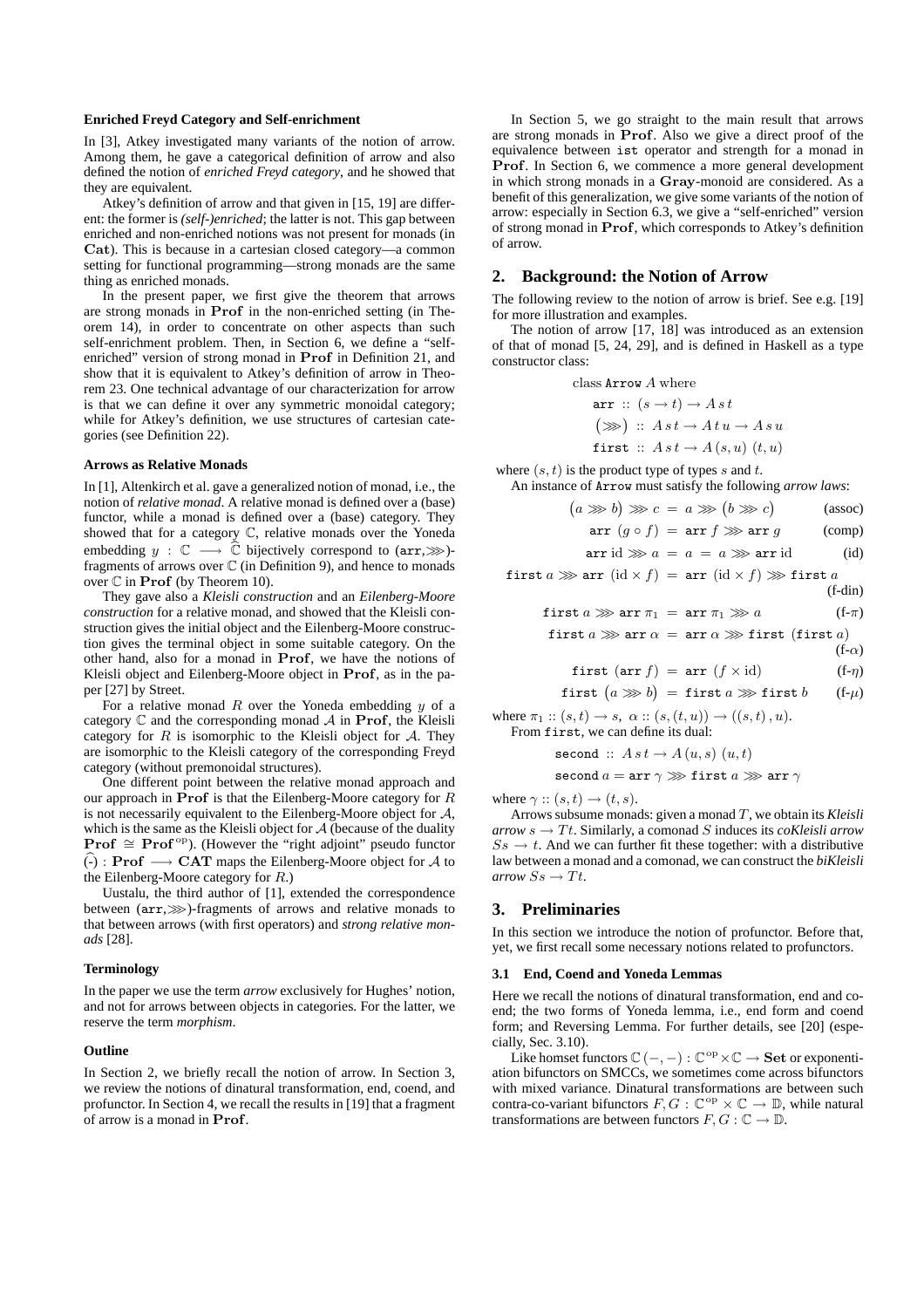**Enriched Freyd Category and Self-enrichment**

In [3], Atkey investigated many variants of the notion of arrow. Among them, he gave a categorical definition of arrow and also defined the notion of *enriched Freyd category*, and he showed that they are equivalent.

Atkey's definition of arrow and that given in [15, 19] are different: the former is *(self-)enriched*; the latter is not. This gap between enriched and non-enriched notions was not present for monads (in $\mathbf{Cat}$). This is because in a cartesian closed category—a common setting for functional programming—strong monads are the same thing as enriched monads.

In the present paper, we first give the theorem that arrows are strong monads in $\mathbf{Prof}$ in the non-enriched setting (in Theorem 14), in order to concentrate on other aspects than such self-enrichment problem. Then, in Section 6, we define a "self-enriched" version of strong monad in $\mathbf{Prof}$ in Definition 21, and show that it is equivalent to Atkey's definition of arrow in Theorem 23. One technical advantage of our characterization for arrow is that we can define it over any symmetric monoidal category; while for Atkey's definition, we use structures of cartesian categories (see Definition 22).

**Arrows as Relative Monads**

In [1], Altenkirch et al. gave a generalized notion of monad, i.e., the notion of *relative monad*. A relative monad is defined over a (base) functor, while a monad is defined over a (base) category. They showed that for a category $\mathbb{C}$, relative monads over the Yoneda embedding $y : \mathbb{C} \longrightarrow \widehat{\mathbb{C}}$ bijectively correspond to $(\mathtt{arr}, \ggg)$-fragments of arrows over $\mathbb{C}$ (in Definition 9), and hence to monads over $\mathbb{C}$ in $\mathbf{Prof}$ (by Theorem 10).

They gave also a *Kleisli construction* and an *Eilenberg-Moore construction* for a relative monad, and showed that the Kleisli construction gives the initial object and the Eilenberg-Moore construction gives the terminal object in some suitable category. On the other hand, also for a monad in $\mathbf{Prof}$, we have the notions of Kleisli object and Eilenberg-Moore object in $\mathbf{Prof}$, as in the paper [27] by Street.

For a relative monad $R$ over the Yoneda embedding $y$ of a category $\mathbb{C}$ and the corresponding monad $\mathcal{A}$ in $\mathbf{Prof}$, the Kleisli category for $R$ is isomorphic to the Kleisli object for $\mathcal{A}$. They are isomorphic to the Kleisli category of the corresponding Freyd category (without premonoidal structures).

One different point between the relative monad approach and our approach in $\mathbf{Prof}$ is that the Eilenberg-Moore category for $R$ is not necessarily equivalent to the Eilenberg-Moore object for $\mathcal{A}$, which is the same as the Kleisli object for $\mathcal{A}$ (because of the duality $\mathbf{Prof} \cong \mathbf{Prof}^{\mathrm{op}}$). (However the "right adjoint" pseudo functor $\widehat{(\text{-})} : \mathbf{Prof} \longrightarrow \mathbf{CAT}$ maps the Eilenberg-Moore object for $\mathcal{A}$ to the Eilenberg-Moore category for $R$.)

Uustalu, the third author of [1], extended the correspondence between $(\mathtt{arr}, \ggg)$-fragments of arrows and relative monads to that between arrows (with first operators) and *strong relative monads* [28].

**Terminology**

In the paper we use the term *arrow* exclusively for Hughes' notion, and not for arrows between objects in categories. For the latter, we reserve the term *morphism*.

**Outline**

In Section 2, we briefly recall the notion of arrow. In Section 3, we review the notions of dinatural transformation, end, coend, and profunctor. In Section 4, we recall the results in [19] that a fragment of arrow is a monad in $\mathbf{Prof}$.

In Section 5, we go straight to the main result that arrows are strong monads in $\mathbf{Prof}$. Also we give a direct proof of the equivalence between `ist` operator and strength for a monad in $\mathbf{Prof}$. In Section 6, we commence a more general development in which strong monads in a $\mathbf{Gray}$-monoid are considered. As a benefit of this generalization, we give some variants of the notion of arrow: especially in Section 6.3, we give a "self-enriched" version of strong monad in $\mathbf{Prof}$, which corresponds to Atkey's definition of arrow.

## 2. Background: the Notion of Arrow

The following review to the notion of arrow is brief. See e.g. [19] for more illustration and examples.

The notion of arrow [17, 18] was introduced as an extension of that of monad [5, 24, 29], and is defined in Haskell as a type constructor class:

$$
\begin{aligned}
&\text{class } \mathtt{Arrow}\ A \text{ where} \\
&\quad \mathtt{arr} :: (s \to t) \to A\,s\,t \\
&\quad (\ggg) :: A\,s\,t \to A\,t\,u \to A\,s\,u \\
&\quad \mathtt{first} :: A\,s\,t \to A\,(s,u)\ (t,u)
\end{aligned}
$$

where $(s, t)$ is the product type of types $s$ and $t$.

An instance of `Arrow` must satisfy the following *arrow laws*:

$$\big(a \ggg b\big) \ggg c \;=\; a \ggg \big(b \ggg c\big) \qquad \text{(assoc)}$$

$$\mathtt{arr}\ (g \circ f) \;=\; \mathtt{arr}\ f \ggg \mathtt{arr}\ g \qquad \text{(comp)}$$

$$\mathtt{arr}\ \mathrm{id} \ggg a \;=\; a \;=\; a \ggg \mathtt{arr}\ \mathrm{id} \qquad \text{(id)}$$

$$\mathtt{first}\ a \ggg \mathtt{arr}\ (\mathrm{id} \times f) \;=\; \mathtt{arr}\ (\mathrm{id} \times f) \ggg \mathtt{first}\ a \qquad \text{(f-din)}$$

$$\mathtt{first}\ a \ggg \mathtt{arr}\ \pi_1 \;=\; \mathtt{arr}\ \pi_1 \ggg a \qquad \text{(f-}\pi\text{)}$$

$$\mathtt{first}\ a \ggg \mathtt{arr}\ \alpha \;=\; \mathtt{arr}\ \alpha \ggg \mathtt{first}\ (\mathtt{first}\ a) \qquad \text{(f-}\alpha\text{)}$$

$$\mathtt{first}\ (\mathtt{arr}\ f) \;=\; \mathtt{arr}\ (f \times \mathrm{id}) \qquad \text{(f-}\eta\text{)}$$

$$\mathtt{first}\ \big(a \ggg b\big) \;=\; \mathtt{first}\ a \ggg \mathtt{first}\ b \qquad \text{(f-}\mu\text{)}$$

where $\pi_1 :: (s, t) \to s$, $\alpha :: (s, (t, u)) \to ((s, t), u)$.

From `first`, we can define its dual:

$$
\begin{aligned}
&\mathtt{second} :: A\,s\,t \to A\,(u,s)\ (u,t) \\
&\mathtt{second}\ a = \mathtt{arr}\ \gamma \ggg \mathtt{first}\ a \ggg \mathtt{arr}\ \gamma
\end{aligned}
$$

where $\gamma :: (s, t) \to (t, s)$.

Arrows subsume monads: given a monad $T$, we obtain its *Kleisli arrow* $s \to Tt$. Similarly, a comonad $S$ induces its *coKleisli arrow* $Ss \to t$. And we can further fit these together: with a distributive law between a monad and a comonad, we can construct the *biKleisli arrow* $Ss \to Tt$.

## 3. Preliminaries

In this section we introduce the notion of profunctor. Before that, yet, we first recall some necessary notions related to profunctors.

### 3.1 End, Coend and Yoneda Lemmas

Here we recall the notions of dinatural transformation, end and coend; the two forms of Yoneda lemma, i.e., end form and coend form; and Reversing Lemma. For further details, see [20] (especially, Sec. 3.10).

Like homset functors $\mathbb{C}(-, -) : \mathbb{C}^{\mathrm{op}} \times \mathbb{C} \to \mathbf{Set}$ or exponentiation bifunctors on SMCCs, we sometimes come across bifunctors with mixed variance. Dinatural transformations are between such contra-co-variant bifunctors $F, G : \mathbb{C}^{\mathrm{op}} \times \mathbb{C} \to \mathbb{D}$, while natural transformations are between functors $F, G : \mathbb{C} \to \mathbb{D}$.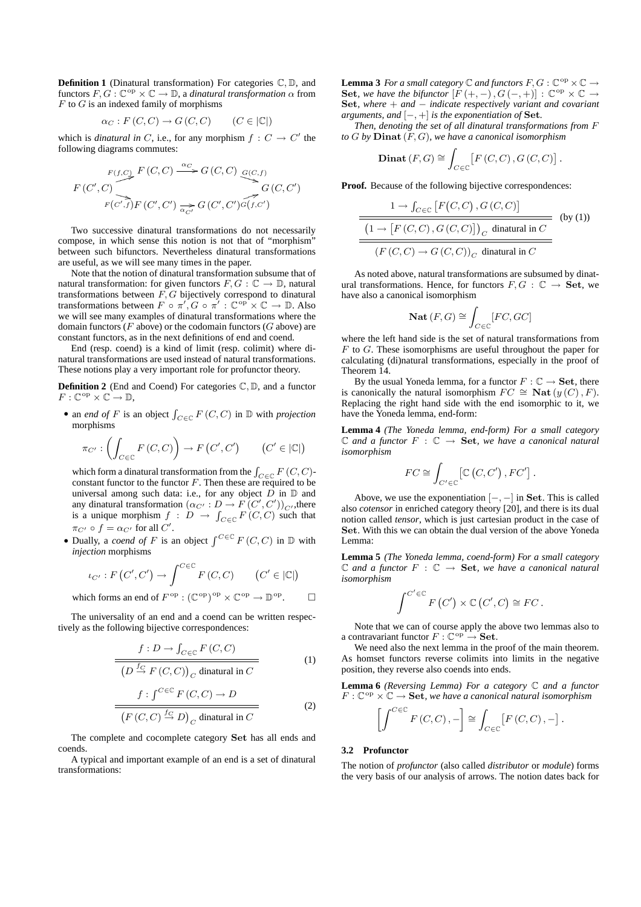**Definition 1** (Dinatural transformation) For categories $\mathbb{C}, \mathbb{D}$, and functors $F, G : \mathbb{C}^{\mathrm{op}} \times \mathbb{C} \to \mathbb{D}$, a *dinatural transformation* $\alpha$ from $F$ to $G$ is an indexed family of morphisms

$$\alpha_C : F(C, C) \to G(C, C) \qquad (C \in |\mathbb{C}|)$$

which is *dinatural in* $C$, i.e., for any morphism $f : C \to C'$ the following diagrams commutes:

$$\begin{array}{ccccc} & F(C,C) & \xrightarrow{\alpha_C} & G(C,C) & \\ {\scriptstyle F(f,C)} \nearrow & & & & \searrow {\scriptstyle G(C,f)} \\ F(C',C) & & & & G(C,C') \\ {\scriptstyle F(C',f)} \searrow & & & & \nearrow {\scriptstyle G(f,C')} \\ & F(C',C') & \xrightarrow{\alpha_{C'}} & G(C',C') & \end{array}$$

Two successive dinatural transformations do not necessarily compose, in which sense this notion is not that of "morphism" between such bifunctors. Nevertheless dinatural transformations are useful, as we will see many times in the paper.

Note that the notion of dinatural transformation subsume that of natural transformation: for given functors $F, G : \mathbb{C} \to \mathbb{D}$, natural transformations between $F, G$ bijectively correspond to dinatural transformations between $F \circ \pi', G \circ \pi' : \mathbb{C}^{\mathrm{op}} \times \mathbb{C} \to \mathbb{D}$. Also we will see many examples of dinatural transformations where the domain functors ($F$ above) or the codomain functors ($G$ above) are constant functors, as in the next definitions of end and coend.

End (resp. coend) is a kind of limit (resp. colimit) where dinatural transformations are used instead of natural transformations. These notions play a very important role for profunctor theory.

**Definition 2** (End and Coend) For categories $\mathbb{C}, \mathbb{D}$, and a functor $F : \mathbb{C}^{\mathrm{op}} \times \mathbb{C} \to \mathbb{D}$,

- an *end of* $F$ is an object $\int_{C \in \mathbb{C}} F(C, C)$ in $\mathbb{D}$ with *projection* morphisms

$$\pi_{C'} : \left( \int_{C \in \mathbb{C}} F(C, C) \right) \to F(C', C') \qquad (C' \in |\mathbb{C}|)$$

which form a dinatural transformation from the $\int_{C \in \mathbb{C}} F(C, C)$-constant functor to the functor $F$. Then these are required to be universal among such data: i.e., for any object $D$ in $\mathbb{D}$ and any dinatural transformation $(\alpha_{C'} : D \to F(C', C'))_{C'}$,there is a unique morphism $f : D \to \int_{C \in \mathbb{C}} F(C, C)$ such that $\pi_{C'} \circ f = \alpha_{C'}$ for all $C'$.
- Dually, a *coend of* $F$ is an object $\int^{C \in \mathbb{C}} F(C, C)$ in $\mathbb{D}$ with *injection* morphisms

$$\iota_{C'} : F(C', C') \to \int^{C \in \mathbb{C}} F(C, C) \qquad (C' \in |\mathbb{C}|)$$

which forms an end of $F^{\mathrm{op}} : (\mathbb{C}^{\mathrm{op}})^{\mathrm{op}} \times \mathbb{C}^{\mathrm{op}} \to \mathbb{D}^{\mathrm{op}}$. □

The universality of an end and a coend can be written respectively as the following bijective correspondences:

$$\frac{f : D \to \int_{C \in \mathbb{C}} F(C, C)}{\left(D \xrightarrow{f_C} F(C, C)\right)_C \text{ dinatural in } C} \tag{1}$$

$$\frac{f : \int^{C \in \mathbb{C}} F(C, C) \to D}{\left(F(C, C) \xrightarrow{f_C} D\right)_C \text{ dinatural in } C} \tag{2}$$

The complete and cocomplete category $\mathbf{Set}$ has all ends and coends.

A typical and important example of an end is a set of dinatural transformations:

**Lemma 3** *For a small category $\mathbb{C}$ and functors $F, G : \mathbb{C}^{\mathrm{op}} \times \mathbb{C} \to \mathbf{Set}$, we have the bifunctor $[F(+, -), G(-, +)] : \mathbb{C}^{\mathrm{op}} \times \mathbb{C} \to \mathbf{Set}$, where $+$ and $-$ indicate respectively variant and covariant arguments, and $[-, +]$ is the exponentiation of $\mathbf{Set}$.*

*Then, denoting the set of all dinatural transformations from $F$ to $G$ by $\mathbf{Dinat}(F, G)$, we have a canonical isomorphism*

$$\mathbf{Dinat}(F, G) \cong \int_{C \in \mathbb{C}} \left[ F(C, C), G(C, C) \right].$$

**Proof.** Because of the following bijective correspondences:

$$\frac{\dfrac{1 \to \int_{C \in \mathbb{C}} \left[ F(C, C), G(C, C) \right]}{\left(1 \to \left[ F(C, C), G(C, C) \right]\right)_C \text{ dinatural in } C}}{\left(F(C, C) \to G(C, C)\right)_C \text{ dinatural in } C} \quad \text{(by (1))}$$

As noted above, natural transformations are subsumed by dinatural transformations. Hence, for functors $F, G : \mathbb{C} \to \mathbf{Set}$, we have also a canonical isomorphism

$$\mathbf{Nat}(F, G) \cong \int_{C \in \mathbb{C}} [FC, GC]$$

where the left hand side is the set of natural transformations from $F$ to $G$. These isomorphisms are useful throughout the paper for calculating (di)natural transformations, especially in the proof of Theorem 14.

By the usual Yoneda lemma, for a functor $F : \mathbb{C} \to \mathbf{Set}$, there is canonically the natural isomorphism $FC \cong \mathbf{Nat}(y(C), F)$. Replacing the right hand side with the end isomorphic to it, we have the Yoneda lemma, end-form:

**Lemma 4** *(The Yoneda lemma, end-form) For a small category $\mathbb{C}$ and a functor $F : \mathbb{C} \to \mathbf{Set}$, we have a canonical natural isomorphism*

$$FC \cong \int_{C' \in \mathbb{C}} \left[ \mathbb{C}(C, C'), FC' \right].$$

Above, we use the exponentiation $[-, -]$ in $\mathbf{Set}$. This is called also *cotensor* in enriched category theory [20], and there is its dual notion called *tensor*, which is just cartesian product in the case of $\mathbf{Set}$. With this we can obtain the dual version of the above Yoneda Lemma:

**Lemma 5** *(The Yoneda lemma, coend-form) For a small category $\mathbb{C}$ and a functor $F : \mathbb{C} \to \mathbf{Set}$, we have a canonical natural isomorphism*

$$\int^{C' \in \mathbb{C}} F(C') \times \mathbb{C}(C', C) \cong FC.$$

Note that we can of course apply the above two lemmas also to a contravariant functor $F : \mathbb{C}^{\mathrm{op}} \to \mathbf{Set}$.

We need also the next lemma in the proof of the main theorem. As homset functors reverse colimits into limits in the negative position, they reverse also coends into ends.

**Lemma 6** *(Reversing Lemma) For a category $\mathbb{C}$ and a functor $F : \mathbb{C}^{\mathrm{op}} \times \mathbb{C} \to \mathbf{Set}$, we have a canonical natural isomorphism*

$$\left[ \int^{C \in \mathbb{C}} F(C, C), - \right] \cong \int_{C \in \mathbb{C}} \left[ F(C, C), - \right].$$

### 3.2 Profunctor

The notion of *profunctor* (also called *distributor* or *module*) forms the very basis of our analysis of arrows. The notion dates back for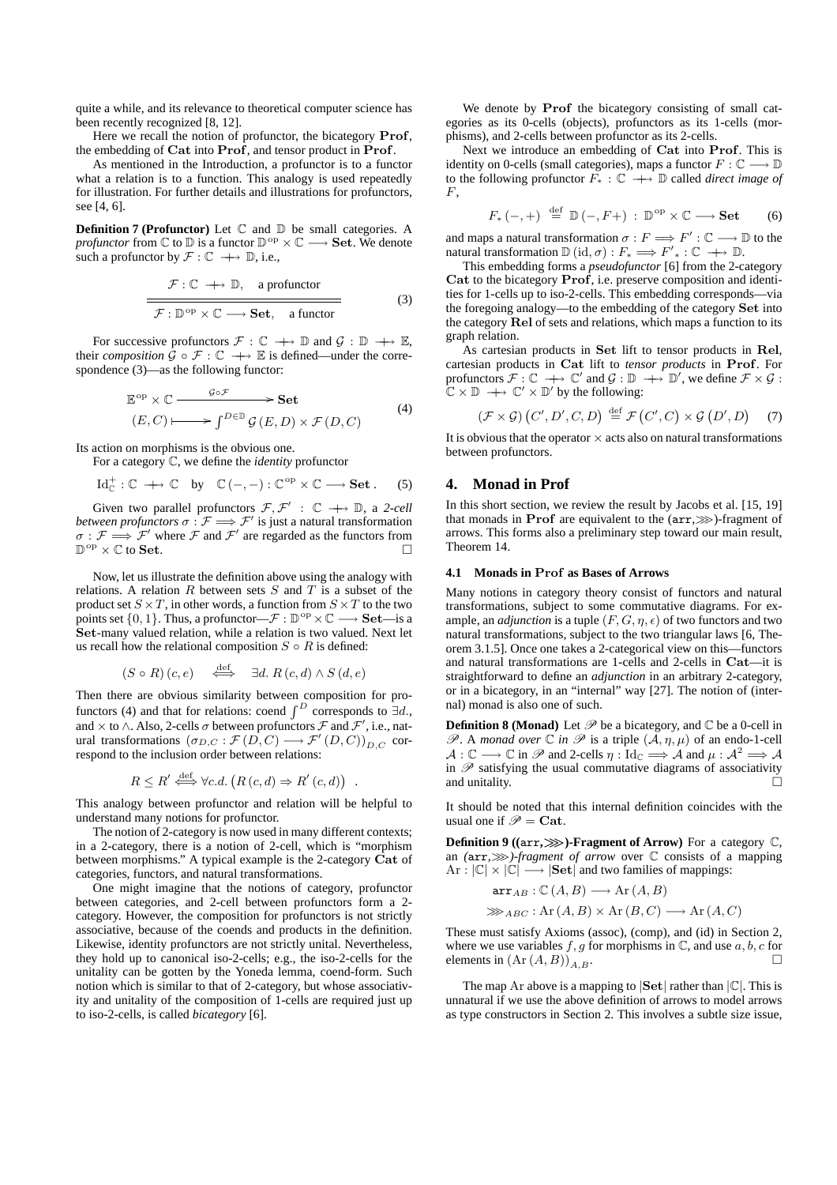quite a while, and its relevance to theoretical computer science has been recently recognized [8, 12].

Here we recall the notion of profunctor, the bicategory $\mathbf{Prof}$, the embedding of $\mathbf{Cat}$ into $\mathbf{Prof}$, and tensor product in $\mathbf{Prof}$.

As mentioned in the Introduction, a profunctor is to a functor what a relation is to a function. This analogy is used repeatedly for illustration. For further details and illustrations for profunctors, see [4, 6].

**Definition 7 (Profunctor)** Let $\mathbb{C}$ and $\mathbb{D}$ be small categories. A *profunctor* from $\mathbb{C}$ to $\mathbb{D}$ is a functor $\mathbb{D}^{\mathrm{op}} \times \mathbb{C} \longrightarrow \mathbf{Set}$. We denote such a profunctor by $\mathcal{F} : \mathbb{C} \;\longrightarrow\!\!\!\!\!\!\mapsto\; \mathbb{D}$, i.e.,

$$\frac{\mathcal{F} : \mathbb{C} \;\longrightarrow\!\!\!\!\!\!\mapsto\; \mathbb{D}, \quad \text{a profunctor}}{\overline{\mathcal{F} : \mathbb{D}^{\mathrm{op}} \times \mathbb{C} \longrightarrow \mathbf{Set}, \quad \text{a functor}}} \tag{3}$$

For successive profunctors $\mathcal{F} : \mathbb{C} \;\longrightarrow\!\!\!\!\!\!\mapsto\; \mathbb{D}$ and $\mathcal{G} : \mathbb{D} \;\longrightarrow\!\!\!\!\!\!\mapsto\; \mathbb{E}$, their *composition* $\mathcal{G} \circ \mathcal{F} : \mathbb{C} \;\longrightarrow\!\!\!\!\!\!\mapsto\; \mathbb{E}$ is defined—under the correspondence (3)—as the following functor:

$$\begin{array}{ccc} \mathbb{E}^{\mathrm{op}} \times \mathbb{C} & \xrightarrow{\quad \mathcal{G} \circ \mathcal{F} \quad} & \mathbf{Set} \\ (E, C) & \longmapsto & \int^{D \in \mathbb{D}} \mathcal{G}(E, D) \times \mathcal{F}(D, C) \end{array} \tag{4}$$

Its action on morphisms is the obvious one.

For a category $\mathbb{C}$, we define the *identity* profunctor

$$\mathrm{Id}^{+}_{\mathbb{C}} : \mathbb{C} \;\longrightarrow\!\!\!\!\!\!\mapsto\; \mathbb{C} \quad \text{by} \quad \mathbb{C}(-, -) : \mathbb{C}^{\mathrm{op}} \times \mathbb{C} \longrightarrow \mathbf{Set}\,. \tag{5}$$

Given two parallel profunctors $\mathcal{F}, \mathcal{F}' : \mathbb{C} \;\longrightarrow\!\!\!\!\!\!\mapsto\; \mathbb{D}$, a *2-cell between profunctors* $\sigma : \mathcal{F} \Longrightarrow \mathcal{F}'$ is just a natural transformation $\sigma : \mathcal{F} \Longrightarrow \mathcal{F}'$ where $\mathcal{F}$ and $\mathcal{F}'$ are regarded as the functors from $\mathbb{D}^{\mathrm{op}} \times \mathbb{C}$ to $\mathbf{Set}$. □

Now, let us illustrate the definition above using the analogy with relations. A relation $R$ between sets $S$ and $T$ is a subset of the product set $S \times T$, in other words, a function from $S \times T$ to the two points set $\{0, 1\}$. Thus, a profunctor—$\mathcal{F} : \mathbb{D}^{\mathrm{op}} \times \mathbb{C} \longrightarrow \mathbf{Set}$—is a $\mathbf{Set}$-many valued relation, while a relation is two valued. Next let us recall how the relational composition $S \circ R$ is defined:

$$(S \circ R)(c, e) \quad \stackrel{\mathrm{def}}{\iff} \quad \exists d.\; R(c, d) \wedge S(d, e)$$

Then there are obvious similarity between composition for profunctors (4) and that for relations: coend $\int^{D}$ corresponds to $\exists d.$, and $\times$ to $\wedge$. Also, 2-cells $\sigma$ between profunctors $\mathcal{F}$ and $\mathcal{F}'$, i.e., natural transformations $(\sigma_{D,C} : \mathcal{F}(D, C) \longrightarrow \mathcal{F}'(D, C))_{D,C}$ correspond to the inclusion order between relations:

$$R \leq R' \stackrel{\mathrm{def}}{\iff} \forall c.d.\; \big(R(c, d) \Rightarrow R'(c, d)\big) \quad .$$

This analogy between profunctor and relation will be helpful to understand many notions for profunctor.

The notion of 2-category is now used in many different contexts; in a 2-category, there is a notion of 2-cell, which is "morphism between morphisms." A typical example is the 2-category $\mathbf{Cat}$ of categories, functors, and natural transformations.

One might imagine that the notions of category, profunctor between categories, and 2-cell between profunctors form a 2-category. However, the composition for profunctors is not strictly associative, because of the coends and products in the definition. Likewise, identity profunctors are not strictly unital. Nevertheless, they hold up to canonical iso-2-cells; e.g., the iso-2-cells for the unitality can be gotten by the Yoneda lemma, coend-form. Such notion which is similar to that of 2-category, but whose associativity and unitality of the composition of 1-cells are required just up to iso-2-cells, is called *bicategory* [6].

We denote by $\mathbf{Prof}$ the bicategory consisting of small categories as its 0-cells (objects), profunctors as its 1-cells (morphisms), and 2-cells between profunctor as its 2-cells.

Next we introduce an embedding of $\mathbf{Cat}$ into $\mathbf{Prof}$. This is identity on 0-cells (small categories), maps a functor $F : \mathbb{C} \longrightarrow \mathbb{D}$ to the following profunctor $F_* : \mathbb{C} \;\longrightarrow\!\!\!\!\!\!\mapsto\; \mathbb{D}$ called *direct image of* $F$,

$$F_*(-, +) \;\stackrel{\mathrm{def}}{=}\; \mathbb{D}(-, F+) \;:\; \mathbb{D}^{\mathrm{op}} \times \mathbb{C} \longrightarrow \mathbf{Set} \tag{6}$$

and maps a natural transformation $\sigma : F \Longrightarrow F' : \mathbb{C} \longrightarrow \mathbb{D}$ to the natural transformation $\mathbb{D}(\mathrm{id}, \sigma) : F_* \Longrightarrow F'_* : \mathbb{C} \;\longrightarrow\!\!\!\!\!\!\mapsto\; \mathbb{D}$.

This embedding forms a *pseudofunctor* [6] from the 2-category $\mathbf{Cat}$ to the bicategory $\mathbf{Prof}$, i.e. preserve composition and identities for 1-cells up to iso-2-cells. This embedding corresponds—via the foregoing analogy—to the embedding of the category $\mathbf{Set}$ into the category $\mathbf{Rel}$ of sets and relations, which maps a function to its graph relation.

As cartesian products in $\mathbf{Set}$ lift to tensor products in $\mathbf{Rel}$, cartesian products in $\mathbf{Cat}$ lift to *tensor products* in $\mathbf{Prof}$. For profunctors $\mathcal{F} : \mathbb{C} \;\longrightarrow\!\!\!\!\!\!\mapsto\; \mathbb{C}'$ and $\mathcal{G} : \mathbb{D} \;\longrightarrow\!\!\!\!\!\!\mapsto\; \mathbb{D}'$, we define $\mathcal{F} \times \mathcal{G} : \mathbb{C} \times \mathbb{D} \;\longrightarrow\!\!\!\!\!\!\mapsto\; \mathbb{C}' \times \mathbb{D}'$ by the following:

$$(\mathcal{F} \times \mathcal{G})(C', D', C, D) \;\stackrel{\mathrm{def}}{=}\; \mathcal{F}(C', C) \times \mathcal{G}(D', D) \tag{7}$$

It is obvious that the operator $\times$ acts also on natural transformations between profunctors.

## 4. Monad in Prof

In this short section, we review the result by Jacobs et al. [15, 19] that monads in $\mathbf{Prof}$ are equivalent to the (`arr`,$\ggg$)-fragment of arrows. This forms also a preliminary step toward our main result, Theorem 14.

### 4.1 Monads in Prof as Bases of Arrows

Many notions in category theory consist of functors and natural transformations, subject to some commutative diagrams. For example, an *adjunction* is a tuple $(F, G, \eta, \epsilon)$ of two functors and two natural transformations, subject to the two triangular laws [6, Theorem 3.1.5]. Once one takes a 2-categorical view on this—functors and natural transformations are 1-cells and 2-cells in $\mathbf{Cat}$—it is straightforward to define an *adjunction* in an arbitrary 2-category, or in a bicategory, in an "internal" way [27]. The notion of (internal) monad is also one of such.

**Definition 8 (Monad)** Let $\mathscr{P}$ be a bicategory, and $\mathbb{C}$ be a 0-cell in $\mathscr{P}$. A *monad over* $\mathbb{C}$ *in* $\mathscr{P}$ is a triple $(\mathcal{A}, \eta, \mu)$ of an endo-1-cell $\mathcal{A} : \mathbb{C} \longrightarrow \mathbb{C}$ in $\mathscr{P}$ and 2-cells $\eta : \mathrm{Id}_{\mathbb{C}} \Longrightarrow \mathcal{A}$ and $\mu : \mathcal{A}^2 \Longrightarrow \mathcal{A}$ in $\mathscr{P}$ satisfying the usual commutative diagrams of associativity and unitality. □

It should be noted that this internal definition coincides with the usual one if $\mathscr{P} = \mathbf{Cat}$.

**Definition 9 ((`arr`,$\ggg$)-Fragment of Arrow)** For a category $\mathbb{C}$, an *(`arr`,$\ggg$)-fragment of arrow* over $\mathbb{C}$ consists of a mapping $\mathrm{Ar} : |\mathbb{C}| \times |\mathbb{C}| \longrightarrow |\mathbf{Set}|$ and two families of mappings:

$$\mathtt{arr}_{AB} : \mathbb{C}(A, B) \longrightarrow \mathrm{Ar}(A, B)$$

$$\ggg_{ABC} : \mathrm{Ar}(A, B) \times \mathrm{Ar}(B, C) \longrightarrow \mathrm{Ar}(A, C)$$

These must satisfy Axioms (assoc), (comp), and (id) in Section 2, where we use variables $f, g$ for morphisms in $\mathbb{C}$, and use $a, b, c$ for elements in $(\mathrm{Ar}(A, B))_{A,B}$. □

The map $\mathrm{Ar}$ above is a mapping to $|\mathbf{Set}|$ rather than $|\mathbb{C}|$. This is unnatural if we use the above definition of arrows to model arrows as type constructors in Section 2. This involves a subtle size issue,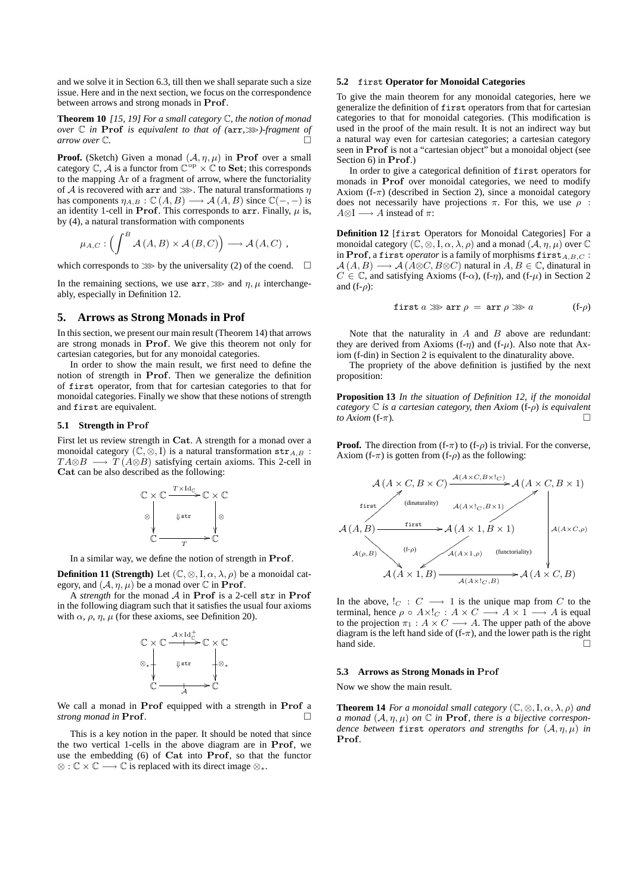and we solve it in Section 6.3, till then we shall separate such a size issue. Here and in the next section, we focus on the correspondence between arrows and strong monads in $\mathbf{Prof}$.

**Theorem 10** *[15, 19] For a small category $\mathbb{C}$, the notion of monad over $\mathbb{C}$ in $\mathbf{Prof}$ is equivalent to that of (*arr*,$\ggg$)-fragment of arrow over $\mathbb{C}$.* $\square$

**Proof.** (Sketch) Given a monad $(\mathcal{A}, \eta, \mu)$ in $\mathbf{Prof}$ over a small category $\mathbb{C}$, $\mathcal{A}$ is a functor from $\mathbb{C}^{\mathrm{op}} \times \mathbb{C}$ to $\mathbf{Set}$; this corresponds to the mapping Ar of a fragment of arrow, where the functoriality of $\mathcal{A}$ is recovered with arr and $\ggg$. The natural transformations $\eta$ has components $\eta_{A,B} : \mathbb{C}(A, B) \longrightarrow \mathcal{A}(A, B)$ since $\mathbb{C}(-, -)$ is an identity 1-cell in $\mathbf{Prof}$. This corresponds to arr. Finally, $\mu$ is, by (4), a natural transformation with components

$$\mu_{A,C} : \Big(\int^{B} \mathcal{A}(A, B) \times \mathcal{A}(B, C)\Big) \longrightarrow \mathcal{A}(A, C)\ ,$$

which corresponds to $\ggg$ by the universality (2) of the coend. $\square$

In the remaining sections, we use arr, $\ggg$ and $\eta, \mu$ interchangeably, especially in Definition 12.

## 5. Arrows as Strong Monads in Prof

In this section, we present our main result (Theorem 14) that arrows are strong monads in $\mathbf{Prof}$. We give this theorem not only for cartesian categories, but for any monoidal categories.

In order to show the main result, we first need to define the notion of strength in $\mathbf{Prof}$. Then we generalize the definition of first operator, from that for cartesian categories to that for monoidal categories. Finally we show that these notions of strength and first are equivalent.

### 5.1 Strength in Prof

First let us review strength in $\mathbf{Cat}$. A strength for a monad over a monoidal category $(\mathbb{C}, \otimes, \mathrm{I})$ is a natural transformation $\mathtt{str}_{A,B} : TA \otimes B \longrightarrow T(A \otimes B)$ satisfying certain axioms. This 2-cell in $\mathbf{Cat}$ can be also described as the following:

$$\begin{array}{ccc} \mathbb{C} \times \mathbb{C} & \xrightarrow{T \times \mathrm{Id}_{\mathbb{C}}} & \mathbb{C} \times \mathbb{C} \\ {\scriptstyle \otimes}\downarrow & \Downarrow \mathtt{str} & \downarrow{\scriptstyle \otimes} \\ \mathbb{C} & \xrightarrow[T]{} & \mathbb{C} \end{array}$$

In a similar way, we define the notion of strength in $\mathbf{Prof}$.

**Definition 11 (Strength)** Let $(\mathbb{C}, \otimes, \mathrm{I}, \alpha, \lambda, \rho)$ be a monoidal category, and $(\mathcal{A}, \eta, \mu)$ be a monad over $\mathbb{C}$ in $\mathbf{Prof}$.

A *strength* for the monad $\mathcal{A}$ in $\mathbf{Prof}$ is a 2-cell str in $\mathbf{Prof}$ in the following diagram such that it satisfies the usual four axioms with $\alpha$, $\rho$, $\eta$, $\mu$ (for these axioms, see Definition 20).

$$\begin{array}{ccc} \mathbb{C} \times \mathbb{C} & \xrightarrow{\mathcal{A} \times \mathrm{Id}^{+}_{\mathbb{C}}} & \mathbb{C} \times \mathbb{C} \\ {\scriptstyle \otimes_*}\downarrow & \Downarrow \mathtt{str} & \downarrow{\scriptstyle \otimes_*} \\ \mathbb{C} & \xrightarrow[\mathcal{A}]{} & \mathbb{C} \end{array}$$

We call a monad in $\mathbf{Prof}$ equipped with a strength in $\mathbf{Prof}$ a *strong monad in* $\mathbf{Prof}$. $\square$

This is a key notion in the paper. It should be noted that since the two vertical 1-cells in the above diagram are in $\mathbf{Prof}$, we use the embedding (6) of $\mathbf{Cat}$ into $\mathbf{Prof}$, so that the functor $\otimes : \mathbb{C} \times \mathbb{C} \longrightarrow \mathbb{C}$ is replaced with its direct image $\otimes_*$.

### 5.2 first Operator for Monoidal Categories

To give the main theorem for any monoidal categories, here we generalize the definition of first operators from that for cartesian categories to that for monoidal categories. (This modification is used in the proof of the main result. It is not an indirect way but a natural way even for cartesian categories; a cartesian category seen in $\mathbf{Prof}$ is not a "cartesian object" but a monoidal object (see Section 6) in $\mathbf{Prof}$.)

In order to give a categorical definition of first operators for monads in $\mathbf{Prof}$ over monoidal categories, we need to modify Axiom (f-$\pi$) (described in Section 2), since a monoidal category does not necessarily have projections $\pi$. For this, we use $\rho : A \otimes \mathrm{I} \longrightarrow A$ instead of $\pi$:

**Definition 12** [first Operators for Monoidal Categories] For a monoidal category $(\mathbb{C}, \otimes, \mathrm{I}, \alpha, \lambda, \rho)$ and a monad $(\mathcal{A}, \eta, \mu)$ over $\mathbb{C}$ in $\mathbf{Prof}$, a first *operator* is a family of morphisms $\mathtt{first}_{A,B,C} : \mathcal{A}(A, B) \longrightarrow \mathcal{A}(A \otimes C, B \otimes C)$ natural in $A, B \in \mathbb{C}$, dinatural in $C \in \mathbb{C}$, and satisfying Axioms (f-$\alpha$), (f-$\eta$), and (f-$\mu$) in Section 2 and (f-$\rho$):

$$\mathtt{first}\ a \ggg \mathtt{arr}\ \rho \ =\ \mathtt{arr}\ \rho \ggg a \qquad\qquad (\text{f-}\rho)$$

Note that the naturality in $A$ and $B$ above are redundant: they are derived from Axioms (f-$\eta$) and (f-$\mu$). Also note that Axiom (f-din) in Section 2 is equivalent to the dinaturality above.

The propriety of the above definition is justified by the next proposition:

**Proposition 13** *In the situation of Definition 12, if the monoidal category $\mathbb{C}$ is a cartesian category, then Axiom* (f-$\rho$) *is equivalent to Axiom* (f-$\pi$). $\square$

**Proof.** The direction from (f-$\pi$) to (f-$\rho$) is trivial. For the converse, Axiom (f-$\pi$) is gotten from (f-$\rho$) as the following:

$$\begin{array}{ccccc}
 & & \mathcal{A}(A \times C, B \times C) & \xrightarrow{\mathcal{A}(A \times C, B \times !_C)} & \mathcal{A}(A \times C, B \times 1) \\
 & {\scriptstyle \mathtt{first}}\nearrow & \text{(dinaturality)} & {\scriptstyle \mathcal{A}(A \times !_C, B \times 1)}\nearrow & \\
\mathcal{A}(A, B) & \xrightarrow{\mathtt{first}} & \mathcal{A}(A \times 1, B \times 1) & & \downarrow{\scriptstyle \mathcal{A}(A \times C, \rho)} \\
 & {\scriptstyle \mathcal{A}(\rho, B)}\searrow \ \text{(f-}\rho) & \swarrow{\scriptstyle \mathcal{A}(A \times 1, \rho)} & \text{(functoriality)} & \\
 & & \mathcal{A}(A \times 1, B) & \xrightarrow[\mathcal{A}(A \times !_C, B)]{} & \mathcal{A}(A \times C, B)
\end{array}$$

In the above, $!_C : C \longrightarrow 1$ is the unique map from $C$ to the terminal, hence $\rho \circ A \times !_C : A \times C \longrightarrow A \times 1 \longrightarrow A$ is equal to the projection $\pi_1 : A \times C \longrightarrow A$. The upper path of the above diagram is the left hand side of (f-$\pi$), and the lower path is the right hand side. $\square$

### 5.3 Arrows as Strong Monads in Prof

Now we show the main result.

**Theorem 14** *For a monoidal small category $(\mathbb{C}, \otimes, \mathrm{I}, \alpha, \lambda, \rho)$ and a monad $(\mathcal{A}, \eta, \mu)$ on $\mathbb{C}$ in $\mathbf{Prof}$, there is a bijective correspondence between* first *operators and strengths for $(\mathcal{A}, \eta, \mu)$ in $\mathbf{Prof}$.*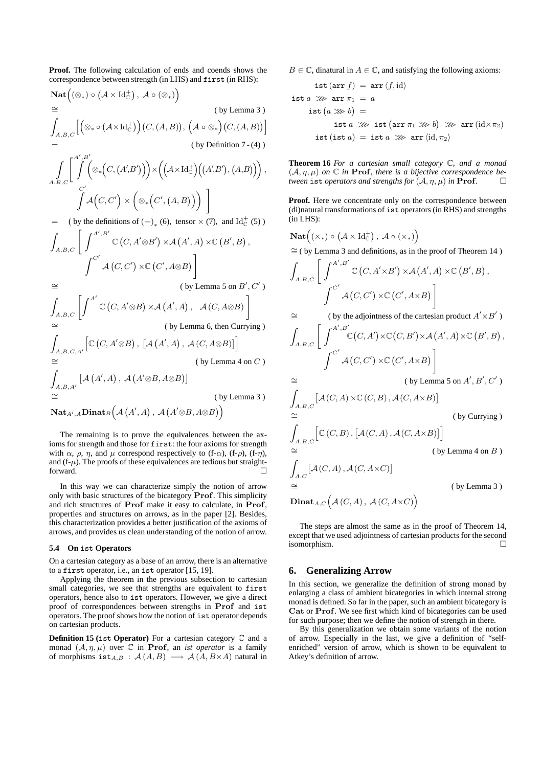**Proof.** The following calculation of ends and coends shows the correspondence between strength (in LHS) and `first` (in RHS):

$$\mathbf{Nat}\Big((\otimes_*) \circ \big(\mathcal{A} \times \mathrm{Id}^+_{\mathbb{C}}\big)\,,\ \mathcal{A} \circ (\otimes_*)\Big)$$

$$\cong \qquad \text{( by Lemma 3 )}$$

$$\int_{A,B,C} \Big[ \Big(\otimes_* \circ \big(\mathcal{A} \times \mathrm{Id}^+_{\mathbb{C}}\big)\Big)\big(C,(A,B)\big),\ \Big(\mathcal{A} \circ \otimes_*\Big)\big(C,(A,B)\big) \Big]$$

$$= \qquad \text{( by Definition 7 - (4) )}$$

$$\int_{A,B,C} \left[ \int^{A',B'} \Big(\otimes_*\Big(C,\big(A',B'\big)\Big)\Big) \times \Big(\Big(\mathcal{A} \times \mathrm{Id}^+_{\mathbb{C}}\Big)\Big(\big(A',B'\big),\big(A,B\big)\Big)\Big)\,,\ \int^{C'} \mathcal{A}\Big(C,C'\Big) \times \Big(\otimes_*\Big(C',\big(A,B\big)\Big)\Big) \right]$$

$$= \qquad \text{( by the definitions of } (-)_* \text{ (6), tensor } \times \text{ (7), and } \mathrm{Id}^+_{\mathbb{C}} \text{ (5) )}$$

$$\int_{A,B,C} \left[ \int^{A',B'} \mathbb{C}\left(C, A' \otimes B'\right) \times \mathcal{A}\left(A', A\right) \times \mathbb{C}\left(B', B\right),\ \int^{C'} \mathcal{A}\left(C, C'\right) \times \mathbb{C}\left(C', A \otimes B\right) \right]$$

$$\cong \qquad \text{( by Lemma 5 on } B', C' \text{ )}$$

$$\int_{A,B,C} \left[ \int^{A'} \mathbb{C}\left(C, A' \otimes B\right) \times \mathcal{A}\left(A', A\right),\ \ \mathcal{A}\left(C, A \otimes B\right) \right]$$

$$\cong \qquad \text{( by Lemma 6, then Currying )}$$

$$\int_{A,B,C,A'} \Big[ \mathbb{C}\left(C, A' \otimes B\right),\ \big[\mathcal{A}\left(A', A\right),\ \mathcal{A}\left(C, A \otimes B\right)\big] \Big]$$

$$\cong \qquad \text{( by Lemma 4 on } C \text{ )}$$

$$\int_{A,B,A'} \big[\mathcal{A}\left(A', A\right),\ \mathcal{A}\left(A' \otimes B, A \otimes B\right)\big]$$

$$\cong \qquad \text{( by Lemma 3 )}$$

$$\mathbf{Nat}_{A',A}\mathbf{Dinat}_B\Big(\mathcal{A}\left(A', A\right),\ \mathcal{A}\left(A' \otimes B, A \otimes B\right)\Big)$$

The remaining is to prove the equivalences between the axioms for strength and those for `first`: the four axioms for strength with $\alpha$, $\rho$, $\eta$, and $\mu$ correspond respectively to (f-$\alpha$), (f-$\rho$), (f-$\eta$), and (f-$\mu$). The proofs of these equivalences are tedious but straightforward. □

In this way we can characterize simply the notion of arrow only with basic structures of the bicategory **Prof**. This simplicity and rich structures of **Prof** make it easy to calculate, in **Prof**, properties and structures on arrows, as in the paper [2]. Besides, this characterization provides a better justification of the axioms of arrows, and provides us clean understanding of the notion of arrow.

### 5.4 On `ist` Operators

On a cartesian category as a base of an arrow, there is an alternative to a `first` operator, i.e., an `ist` operator [15, 19].

Applying the theorem in the previous subsection to cartesian small categories, we see that strengths are equivalent to `first` operators, hence also to `ist` operators. However, we give a direct proof of correspondences between strengths in **Prof** and `ist` operators. The proof shows how the notion of `ist` operator depends on cartesian products.

**Definition 15 (`ist` Operator)** For a cartesian category $\mathbb{C}$ and a monad $(\mathcal{A}, \eta, \mu)$ over $\mathbb{C}$ in **Prof**, an *ist operator* is a family of morphisms $\mathtt{ist}_{A,B} : \mathcal{A}(A, B) \longrightarrow \mathcal{A}(A, B \times A)$ natural in $B \in \mathbb{C}$, dinatural in $A \in \mathbb{C}$, and satisfying the following axioms:

$$\begin{aligned}
\mathtt{ist}\,(\mathtt{arr}\ f) &= \mathtt{arr}\,\langle f, \mathrm{id}\rangle \\
\mathtt{ist}\ a \ggg \mathtt{arr}\ \pi_1 &= a \\
\mathtt{ist}\,\big(a \ggg b\big) &= \\
&\quad \mathtt{ist}\ a \ggg \mathtt{ist}\,\big(\mathtt{arr}\ \pi_1 \ggg b\big) \ggg \mathtt{arr}\,(\mathrm{id} \times \pi_2) \\
\mathtt{ist}\,(\mathtt{ist}\ a) &= \mathtt{ist}\ a \ggg \mathtt{arr}\,\langle \mathrm{id}, \pi_2\rangle
\end{aligned}$$

**Theorem 16** *For a cartesian small category $\mathbb{C}$, and a monad $(\mathcal{A}, \eta, \mu)$ on $\mathbb{C}$ in **Prof**, there is a bijective correspondence between `ist` operators and strengths for $(\mathcal{A}, \eta, \mu)$ in **Prof**.* □

**Proof.** Here we concentrate only on the correspondence between (di)natural transformations of `ist` operators (in RHS) and strengths (in LHS):

$$\mathbf{Nat}\Big((\times_*) \circ \big(\mathcal{A} \times \mathrm{Id}^+_{\mathbb{C}}\big)\,,\ \mathcal{A} \circ (\times_*)\Big)$$

$$\cong \text{( by Lemma 3 and definitions, as in the proof of Theorem 14 )}$$

$$\int_{A,B,C} \left[ \int^{A',B'} \mathbb{C}\left(C, A' \times B'\right) \times \mathcal{A}\left(A', A\right) \times \mathbb{C}\left(B', B\right),\ \int^{C'} \mathcal{A}\left(C, C'\right) \times \mathbb{C}\left(C', A \times B\right) \right]$$

$$\cong \qquad \text{( by the adjointness of the cartesian product } A' \times B' \text{ )}$$

$$\int_{A,B,C} \left[ \int^{A',B'} \mathbb{C}\big(C, A'\big) \times \mathbb{C}\big(C, B'\big) \times \mathcal{A}\big(A', A\big) \times \mathbb{C}\left(B', B\right),\ \int^{C'} \mathcal{A}\left(C, C'\right) \times \mathbb{C}\left(C', A \times B\right) \right]$$

$$\cong \qquad \text{( by Lemma 5 on } A', B', C' \text{ )}$$

$$\int_{A,B,C} \big[\mathcal{A}\left(C, A\right) \times \mathbb{C}\left(C, B\right), \mathcal{A}\left(C, A \times B\right)\big]$$

$$\cong \qquad \text{( by Currying )}$$

$$\int_{A,B,C} \Big[ \mathbb{C}\left(C, B\right), \big[\mathcal{A}\left(C, A\right), \mathcal{A}\left(C, A \times B\right)\big] \Big]$$

$$\cong \qquad \text{( by Lemma 4 on } B \text{ )}$$

$$\int_{A,C} \big[\mathcal{A}\left(C, A\right), \mathcal{A}\left(C, A \times C\right)\big]$$

$$\cong \qquad \text{( by Lemma 3 )}$$

$$\mathbf{Dinat}_{A,C}\Big(\mathcal{A}\left(C, A\right),\ \mathcal{A}\left(C, A \times C\right)\Big)$$

The steps are almost the same as in the proof of Theorem 14, except that we used adjointness of cartesian products for the second isomorphism. □

## 6. Generalizing Arrow

In this section, we generalize the definition of strong monad by enlarging a class of ambient bicategories in which internal strong monad is defined. So far in the paper, such an ambient bicategory is **Cat** or **Prof**. We see first which kind of bicategories can be used for such purpose; then we define the notion of strength in there.

By this generalization we obtain some variants of the notion of arrow. Especially in the last, we give a definition of "self-enriched" version of arrow, which is shown to be equivalent to Atkey's definition of arrow.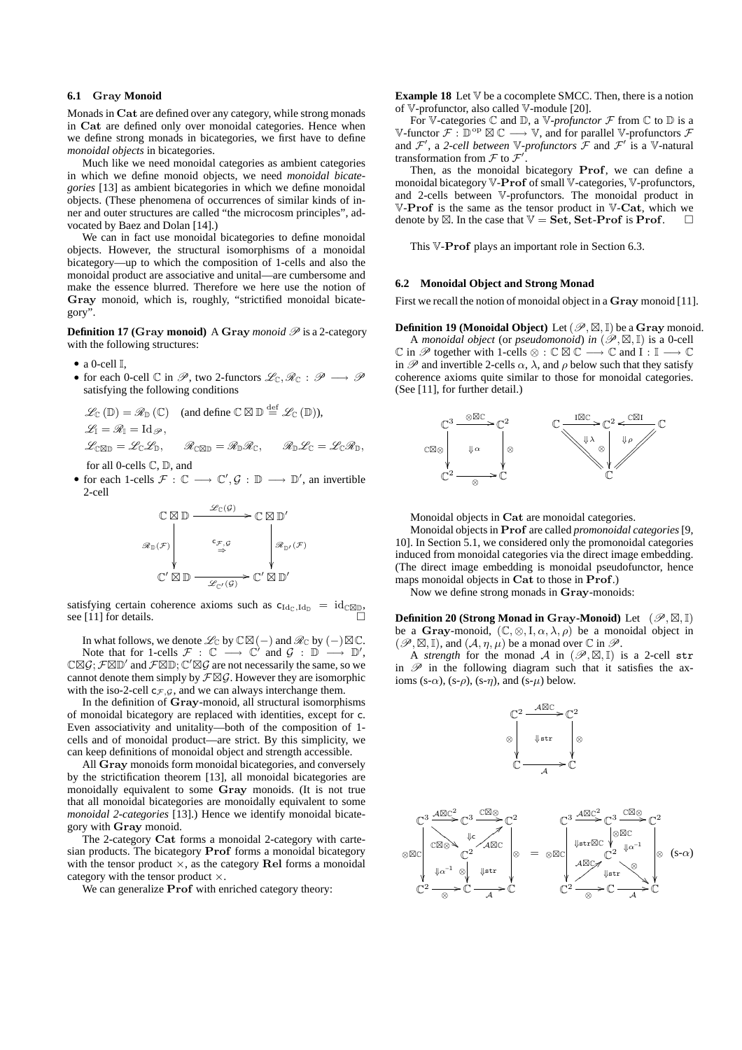### 6.1 Gray Monoid

Monads in $\mathbf{Cat}$ are defined over any category, while strong monads in $\mathbf{Cat}$ are defined only over monoidal categories. Hence when we define strong monads in bicategories, we first have to define *monoidal objects* in bicategories.

Much like we need monoidal categories as ambient categories in which we define monoid objects, we need *monoidal bicategories* [13] as ambient bicategories in which we define monoidal objects. (These phenomena of occurrences of similar kinds of inner and outer structures are called "the microcosm principles", advocated by Baez and Dolan [14].)

We can in fact use monoidal bicategories to define monoidal objects. However, the structural isomorphisms of a monoidal bicategory—up to which the composition of 1-cells and also the monoidal product are associative and unital—are cumbersome and make the essence blurred. Therefore we here use the notion of $\mathbf{Gray}$ monoid, which is, roughly, "strictified monoidal bicategory".

**Definition 17 (Gray monoid)** A $\mathbf{Gray}$ *monoid* $\mathscr{P}$ is a 2-category with the following structures:

- a 0-cell $\mathbb{I}$,
- for each 0-cell $\mathbb{C}$ in $\mathscr{P}$, two 2-functors $\mathscr{L}_{\mathbb{C}}, \mathscr{R}_{\mathbb{C}} : \mathscr{P} \longrightarrow \mathscr{P}$ satisfying the following conditions

$$\mathscr{L}_{\mathbb{C}}(\mathbb{D}) = \mathscr{R}_{\mathbb{D}}(\mathbb{C}) \quad \text{(and define } \mathbb{C} \boxtimes \mathbb{D} \stackrel{\text{def}}{=} \mathscr{L}_{\mathbb{C}}(\mathbb{D})\text{)},$$
$$\mathscr{L}_{\mathbb{I}} = \mathscr{R}_{\mathbb{I}} = \mathrm{Id}_{\mathscr{P}},$$
$$\mathscr{L}_{\mathbb{C}\boxtimes\mathbb{D}} = \mathscr{L}_{\mathbb{C}}\mathscr{L}_{\mathbb{D}}, \qquad \mathscr{R}_{\mathbb{C}\boxtimes\mathbb{D}} = \mathscr{R}_{\mathbb{D}}\mathscr{R}_{\mathbb{C}}, \qquad \mathscr{R}_{\mathbb{D}}\mathscr{L}_{\mathbb{C}} = \mathscr{L}_{\mathbb{C}}\mathscr{R}_{\mathbb{D}},$$

  for all 0-cells $\mathbb{C}$, $\mathbb{D}$, and
- for each 1-cells $\mathcal{F} : \mathbb{C} \longrightarrow \mathbb{C}'$, $\mathcal{G} : \mathbb{D} \longrightarrow \mathbb{D}'$, an invertible 2-cell

$$\begin{array}{ccc} \mathbb{C}\boxtimes\mathbb{D} & \xrightarrow{\mathscr{L}_{\mathbb{C}}(\mathcal{G})} & \mathbb{C}\boxtimes\mathbb{D}' \\ {\scriptstyle \mathscr{R}_{\mathbb{D}}(\mathcal{F})}\downarrow & \overset{\mathsf{c}_{\mathcal{F},\mathcal{G}}}{\Rightarrow} & \downarrow{\scriptstyle \mathscr{R}_{\mathbb{D}'}(\mathcal{F})} \\ \mathbb{C}'\boxtimes\mathbb{D} & \xrightarrow[\mathscr{L}_{\mathbb{C}'}(\mathcal{G})]{} & \mathbb{C}'\boxtimes\mathbb{D}' \end{array}$$

satisfying certain coherence axioms such as $\mathsf{c}_{\mathrm{Id}_{\mathbb{C}},\mathrm{Id}_{\mathbb{D}}} = \mathrm{id}_{\mathbb{C}\boxtimes\mathbb{D}}$, see [11] for details. □

In what follows, we denote $\mathscr{L}_{\mathbb{C}}$ by $\mathbb{C}\boxtimes(-)$ and $\mathscr{R}_{\mathbb{C}}$ by $(-)\boxtimes\mathbb{C}$.

Note that for 1-cells $\mathcal{F} : \mathbb{C} \longrightarrow \mathbb{C}'$ and $\mathcal{G} : \mathbb{D} \longrightarrow \mathbb{D}'$, $\mathbb{C}\boxtimes\mathcal{G}; \mathcal{F}\boxtimes\mathbb{D}'$ and $\mathcal{F}\boxtimes\mathbb{D}; \mathbb{C}'\boxtimes\mathcal{G}$ are not necessarily the same, so we cannot denote them simply by $\mathcal{F}\boxtimes\mathcal{G}$. However they are isomorphic with the iso-2-cell $\mathsf{c}_{\mathcal{F},\mathcal{G}}$, and we can always interchange them.

In the definition of $\mathbf{Gray}$-monoid, all structural isomorphisms of monoidal bicategory are replaced with identities, except for $\mathsf{c}$. Even associativity and unitality—both of the composition of 1-cells and of monoidal product—are strict. By this simplicity, we can keep definitions of monoidal object and strength accessible.

All $\mathbf{Gray}$ monoids form monoidal bicategories, and conversely by the strictification theorem [13], all monoidal bicategories are monoidally equivalent to some $\mathbf{Gray}$ monoids. (It is not true that all monoidal bicategories are monoidally equivalent to some *monoidal 2-categories* [13].) Hence we identify monoidal bicategory with $\mathbf{Gray}$ monoid.

The 2-category $\mathbf{Cat}$ forms a monoidal 2-category with cartesian products. The bicategory $\mathbf{Prof}$ forms a monoidal bicategory with the tensor product $\times$, as the category $\mathbf{Rel}$ forms a monoidal category with the tensor product $\times$.

We can generalize $\mathbf{Prof}$ with enriched category theory:

**Example 18** Let $\mathbb{V}$ be a cocomplete SMCC. Then, there is a notion of $\mathbb{V}$-profunctor, also called $\mathbb{V}$-module [20].

For $\mathbb{V}$-categories $\mathbb{C}$ and $\mathbb{D}$, a $\mathbb{V}$-*profunctor* $\mathcal{F}$ from $\mathbb{C}$ to $\mathbb{D}$ is a $\mathbb{V}$-functor $\mathcal{F} : \mathbb{D}^{\mathrm{op}} \boxtimes \mathbb{C} \longrightarrow \mathbb{V}$, and for parallel $\mathbb{V}$-profunctors $\mathcal{F}$ and $\mathcal{F}'$, a *2-cell between* $\mathbb{V}$*-profunctors* $\mathcal{F}$ and $\mathcal{F}'$ is a $\mathbb{V}$-natural transformation from $\mathcal{F}$ to $\mathcal{F}'$.

Then, as the monoidal bicategory $\mathbf{Prof}$, we can define a monoidal bicategory $\mathbb{V}$-$\mathbf{Prof}$ of small $\mathbb{V}$-categories, $\mathbb{V}$-profunctors, and 2-cells between $\mathbb{V}$-profunctors. The monoidal product in $\mathbb{V}$-$\mathbf{Prof}$ is the same as the tensor product in $\mathbb{V}$-$\mathbf{Cat}$, which we denote by $\boxtimes$. In the case that $\mathbb{V} = \mathbf{Set}$, $\mathbf{Set}$-$\mathbf{Prof}$ is $\mathbf{Prof}$. □

This $\mathbb{V}$-$\mathbf{Prof}$ plays an important role in Section 6.3.

### 6.2 Monoidal Object and Strong Monad

First we recall the notion of monoidal object in a $\mathbf{Gray}$ monoid [11].

**Definition 19 (Monoidal Object)** Let $(\mathscr{P}, \boxtimes, \mathbb{I})$ be a $\mathbf{Gray}$ monoid.

A *monoidal object* (or *pseudomonoid*) *in* $(\mathscr{P}, \boxtimes, \mathbb{I})$ is a 0-cell $\mathbb{C}$ in $\mathscr{P}$ together with 1-cells $\otimes : \mathbb{C}\boxtimes\mathbb{C} \longrightarrow \mathbb{C}$ and $\mathrm{I} : \mathbb{I} \longrightarrow \mathbb{C}$ in $\mathscr{P}$ and invertible 2-cells $\alpha$, $\lambda$, and $\rho$ below such that they satisfy coherence axioms quite similar to those for monoidal categories. (See [11], for further detail.)

$$\begin{array}{ccc} \mathbb{C}^3 & \xrightarrow{\otimes\boxtimes\mathbb{C}} & \mathbb{C}^2 \\ {\scriptstyle \mathbb{C}\boxtimes\otimes}\downarrow & \Downarrow\alpha & \downarrow{\scriptstyle\otimes} \\ \mathbb{C}^2 & \xrightarrow[\otimes]{} & \mathbb{C} \end{array} \qquad \mathbb{C} \xrightarrow{\mathrm{I}\boxtimes\mathbb{C}} \mathbb{C}^2 \xleftarrow{\mathbb{C}\boxtimes\mathrm{I}} \mathbb{C}, \quad \Downarrow\lambda,\ \Downarrow\rho,\ \otimes : \mathbb{C}^2 \to \mathbb{C}$$

Monoidal objects in $\mathbf{Cat}$ are monoidal categories.

Monoidal objects in $\mathbf{Prof}$ are called *promonoidal categories* [9, 10]. In Section 5.1, we considered only the promonoidal categories induced from monoidal categories via the direct image embedding. (The direct image embedding is monoidal pseudofunctor, hence maps monoidal objects in $\mathbf{Cat}$ to those in $\mathbf{Prof}$.)

Now we define strong monads in $\mathbf{Gray}$-monoids:

**Definition 20 (Strong Monad in Gray-Monoid)** Let $(\mathscr{P}, \boxtimes, \mathbb{I})$ be a $\mathbf{Gray}$-monoid, $(\mathbb{C}, \otimes, \mathrm{I}, \alpha, \lambda, \rho)$ be a monoidal object in $(\mathscr{P}, \boxtimes, \mathbb{I})$, and $(\mathcal{A}, \eta, \mu)$ be a monad over $\mathbb{C}$ in $\mathscr{P}$.

A *strength* for the monad $\mathcal{A}$ in $(\mathscr{P}, \boxtimes, \mathbb{I})$ is a 2-cell $\mathtt{str}$ in $\mathscr{P}$ in the following diagram such that it satisfies the axioms (s-$\alpha$), (s-$\rho$), (s-$\eta$), and (s-$\mu$) below.

$$\begin{array}{ccc} \mathbb{C}^2 & \xrightarrow{\mathcal{A}\boxtimes\mathbb{C}} & \mathbb{C}^2 \\ {\scriptstyle\otimes}\downarrow & \Downarrow\mathtt{str} & \downarrow{\scriptstyle\otimes} \\ \mathbb{C} & \xrightarrow[\mathcal{A}]{} & \mathbb{C} \end{array}$$

$$\left(\begin{array}{l} \mathbb{C}^3 \xrightarrow{\mathcal{A}\boxtimes\mathbb{C}^2} \mathbb{C}^3 \xrightarrow{\mathbb{C}\boxtimes\otimes} \mathbb{C}^2,\ \ \Downarrow\mathsf{c},\ \mathbb{C}\boxtimes\otimes : \mathbb{C}^3 \to \mathbb{C}^2,\ \mathcal{A}\boxtimes\mathbb{C} : \mathbb{C}^2 \to \mathbb{C}^2, \\ \otimes\boxtimes\mathbb{C} : \mathbb{C}^3 \to \mathbb{C}^2,\ \Downarrow\alpha^{-1},\ \otimes,\ \Downarrow\mathtt{str},\ \mathbb{C}^2 \xrightarrow{\otimes} \mathbb{C} \xrightarrow{\mathcal{A}} \mathbb{C} \end{array}\right) = \left(\begin{array}{l} \mathbb{C}^3 \xrightarrow{\mathcal{A}\boxtimes\mathbb{C}^2} \mathbb{C}^3 \xrightarrow{\mathbb{C}\boxtimes\otimes} \mathbb{C}^2,\ \Downarrow\mathtt{str}\boxtimes\mathbb{C},\ \otimes\boxtimes\mathbb{C},\ \Downarrow\alpha^{-1}, \\ \mathcal{A}\boxtimes\mathbb{C},\ \otimes,\ \Downarrow\mathtt{str},\ \mathbb{C}^2 \xrightarrow{\otimes} \mathbb{C} \xrightarrow{\mathcal{A}} \mathbb{C} \end{array}\right) \quad \text{(s-}\alpha\text{)}$$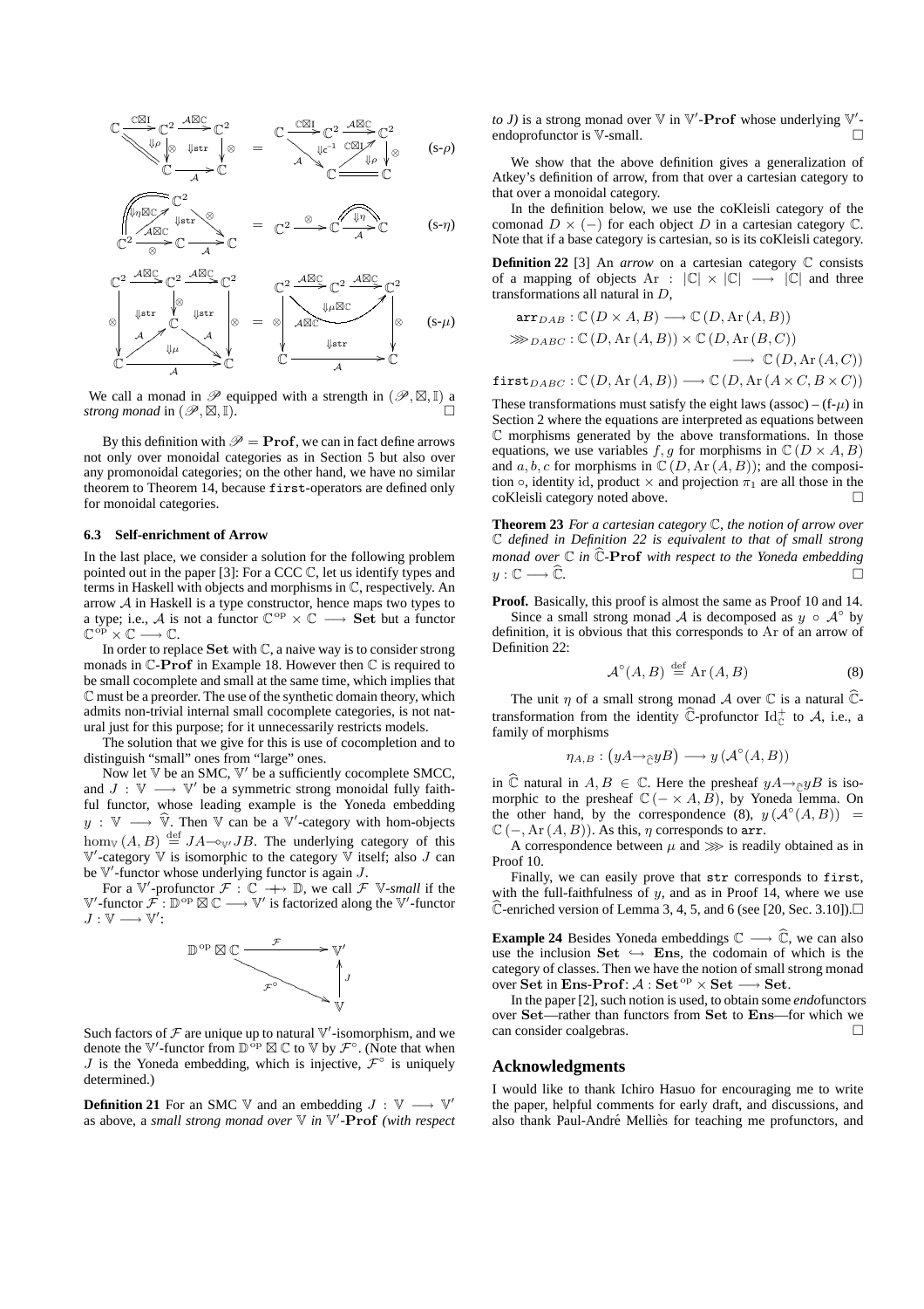$$\mathbb{C} \xrightarrow{\mathbb{C}\boxtimes\mathbb{I}} \mathbb{C}^2 \xrightarrow{\mathcal{A}\boxtimes\mathbb{C}} \mathbb{C}^2 \;\; (\Downarrow\rho,\ \Downarrow\mathtt{str},\ \otimes,\ \mathcal{A}) \quad = \quad \mathbb{C} \xrightarrow{\mathbb{C}\boxtimes\mathbb{I}} \mathbb{C}^2 \xrightarrow{\mathcal{A}\boxtimes\mathbb{C}} \mathbb{C}^2 \;\; (\Downarrow c^{-1},\ \mathbb{C}\boxtimes\mathbb{I},\ \Downarrow\rho,\ \otimes,\ \mathcal{A}) \qquad \text{(s-}\rho\text{)}$$

$$\mathbb{C}^2 \;\; (\Downarrow\eta\boxtimes\mathbb{C},\ \mathcal{A}\boxtimes\mathbb{C},\ \Downarrow\mathtt{str},\ \otimes,\ \mathcal{A}) \quad = \quad \mathbb{C}^2 \xrightarrow{\otimes} \mathbb{C} \;\; (\Downarrow\eta,\ \mathcal{A}) \qquad \text{(s-}\eta\text{)}$$

$$\mathbb{C}^2 \xrightarrow{\mathcal{A}\boxtimes\mathbb{C}} \mathbb{C}^2 \xrightarrow{\mathcal{A}\boxtimes\mathbb{C}} \mathbb{C}^2 \;\; (\otimes,\ \Downarrow\mathtt{str},\ \Downarrow\mathtt{str},\ \Downarrow\mu,\ \mathcal{A}) \quad = \quad \mathbb{C}^2 \xrightarrow{\mathcal{A}\boxtimes\mathbb{C}} \mathbb{C}^2 \xrightarrow{\mathcal{A}\boxtimes\mathbb{C}} \mathbb{C}^2 \;\; (\Downarrow\mu\boxtimes\mathbb{C},\ \mathcal{A}\boxtimes\mathbb{C},\ \Downarrow\mathtt{str},\ \otimes,\ \mathcal{A}) \qquad \text{(s-}\mu\text{)}$$

We call a monad in $\mathscr{P}$ equipped with a strength in $(\mathscr{P}, \boxtimes, \mathbb{I})$ a *strong monad* in $(\mathscr{P}, \boxtimes, \mathbb{I})$. □

By this definition with $\mathscr{P} = \mathbf{Prof}$, we can in fact define arrows not only over monoidal categories as in Section 5 but also over any promonoidal categories; on the other hand, we have no similar theorem to Theorem 14, because `first`-operators are defined only for monoidal categories.

### 6.3 Self-enrichment of Arrow

In the last place, we consider a solution for the following problem pointed out in the paper [3]: For a CCC $\mathbb{C}$, let us identify types and terms in Haskell with objects and morphisms in $\mathbb{C}$, respectively. An arrow $\mathcal{A}$ in Haskell is a type constructor, hence maps two types to a type; i.e., $\mathcal{A}$ is not a functor $\mathbb{C}^{\mathrm{op}} \times \mathbb{C} \longrightarrow \mathbf{Set}$ but a functor $\mathbb{C}^{\mathrm{op}} \times \mathbb{C} \longrightarrow \mathbb{C}$.

In order to replace $\mathbf{Set}$ with $\mathbb{C}$, a naive way is to consider strong monads in $\mathbb{C}$-$\mathbf{Prof}$ in Example 18. However then $\mathbb{C}$ is required to be small cocomplete and small at the same time, which implies that $\mathbb{C}$ must be a preorder. The use of the synthetic domain theory, which admits non-trivial internal small cocomplete categories, is not natural just for this purpose; for it unnecessarily restricts models.

The solution that we give for this is use of cocompletion and to distinguish "small" ones from "large" ones.

Now let $\mathbb{V}$ be an SMC, $\mathbb{V}'$ be a sufficiently cocomplete SMCC, and $J : \mathbb{V} \longrightarrow \mathbb{V}'$ be a symmetric strong monoidal fully faithful functor, whose leading example is the Yoneda embedding $y : \mathbb{V} \longrightarrow \widehat{\mathbb{V}}$. Then $\mathbb{V}$ can be a $\mathbb{V}'$-category with hom-objects $\hom_{\mathbb{V}}(A, B) \stackrel{\mathrm{def}}{=} JA \multimap_{\mathbb{V}'} JB$. The underlying category of this $\mathbb{V}'$-category $\mathbb{V}$ is isomorphic to the category $\mathbb{V}$ itself; also $J$ can be $\mathbb{V}'$-functor whose underlying functor is again $J$.

For a $\mathbb{V}'$-profunctor $\mathcal{F} : \mathbb{C} \not\longrightarrow \mathbb{D}$, we call $\mathcal{F}$ $\mathbb{V}$-*small* if the $\mathbb{V}'$-functor $\mathcal{F} : \mathbb{D}^{\mathrm{op}} \boxtimes \mathbb{C} \longrightarrow \mathbb{V}'$ is factorized along the $\mathbb{V}'$-functor $J : \mathbb{V} \longrightarrow \mathbb{V}'$:

$$\mathbb{D}^{\mathrm{op}} \boxtimes \mathbb{C} \xrightarrow{\mathcal{F}} \mathbb{V}', \qquad \mathbb{D}^{\mathrm{op}} \boxtimes \mathbb{C} \xrightarrow{\mathcal{F}^\circ} \mathbb{V} \xrightarrow{J} \mathbb{V}'$$

Such factors of $\mathcal{F}$ are unique up to natural $\mathbb{V}'$-isomorphism, and we denote the $\mathbb{V}'$-functor from $\mathbb{D}^{\mathrm{op}} \boxtimes \mathbb{C}$ to $\mathbb{V}$ by $\mathcal{F}^\circ$. (Note that when $J$ is the Yoneda embedding, which is injective, $\mathcal{F}^\circ$ is uniquely determined.)

**Definition 21** For an SMC $\mathbb{V}$ and an embedding $J : \mathbb{V} \longrightarrow \mathbb{V}'$ as above, a *small strong monad over* $\mathbb{V}$ *in* $\mathbb{V}'$-$\mathbf{Prof}$ *(with respect to J)* is a strong monad over $\mathbb{V}$ in $\mathbb{V}'$-$\mathbf{Prof}$ whose underlying $\mathbb{V}'$-endoprofunctor is $\mathbb{V}$-small. □

We show that the above definition gives a generalization of Atkey's definition of arrow, from that over a cartesian category to that over a monoidal category.

In the definition below, we use the coKleisli category of the comonad $D \times (-)$ for each object $D$ in a cartesian category $\mathbb{C}$. Note that if a base category is cartesian, so is its coKleisli category.

**Definition 22** [3] An *arrow* on a cartesian category $\mathbb{C}$ consists of a mapping of objects $\mathrm{Ar} : |\mathbb{C}| \times |\mathbb{C}| \longrightarrow |\mathbb{C}|$ and three transformations all natural in $D$,

$$\mathtt{arr}_{DAB} : \mathbb{C}\,(D \times A, B) \longrightarrow \mathbb{C}\,(D, \mathrm{Ar}\,(A, B))$$

$$\ggg_{DABC} : \mathbb{C}\,(D, \mathrm{Ar}\,(A, B)) \times \mathbb{C}\,(D, \mathrm{Ar}\,(B, C)) \longrightarrow \mathbb{C}\,(D, \mathrm{Ar}\,(A, C))$$

$$\mathtt{first}_{DABC} : \mathbb{C}\,(D, \mathrm{Ar}\,(A, B)) \longrightarrow \mathbb{C}\,(D, \mathrm{Ar}\,(A \times C, B \times C))$$

These transformations must satisfy the eight laws (assoc) – (f-$\mu$) in Section 2 where the equations are interpreted as equations between $\mathbb{C}$ morphisms generated by the above transformations. In those equations, we use variables $f, g$ for morphisms in $\mathbb{C}\,(D \times A, B)$ and $a, b, c$ for morphisms in $\mathbb{C}\,(D, \mathrm{Ar}\,(A, B))$; and the composition $\circ$, identity id, product $\times$ and projection $\pi_1$ are all those in the coKleisli category noted above. □

**Theorem 23** *For a cartesian category* $\mathbb{C}$*, the notion of arrow over* $\mathbb{C}$ *defined in Definition 22 is equivalent to that of small strong monad over* $\mathbb{C}$ *in* $\widehat{\mathbb{C}}$-$\mathbf{Prof}$ *with respect to the Yoneda embedding* $y : \mathbb{C} \longrightarrow \widehat{\mathbb{C}}$. □

**Proof.** Basically, this proof is almost the same as Proof 10 and 14.

Since a small strong monad $\mathcal{A}$ is decomposed as $y \circ \mathcal{A}^\circ$ by definition, it is obvious that this corresponds to Ar of an arrow of Definition 22:

$$\mathcal{A}^\circ(A, B) \stackrel{\mathrm{def}}{=} \mathrm{Ar}\,(A, B) \tag{8}$$

The unit $\eta$ of a small strong monad $\mathcal{A}$ over $\mathbb{C}$ is a natural $\widehat{\mathbb{C}}$-transformation from the identity $\widehat{\mathbb{C}}$-profunctor $\mathrm{Id}^+_{\mathbb{C}}$ to $\mathcal{A}$, i.e., a family of morphisms

$$\eta_{A,B} : \left(yA \multimap_{\widehat{\mathbb{C}}} yB\right) \longrightarrow y\,(\mathcal{A}^\circ(A, B))$$

in $\widehat{\mathbb{C}}$ natural in $A, B \in \mathbb{C}$. Here the presheaf $yA \multimap_{\widehat{\mathbb{C}}} yB$ is isomorphic to the presheaf $\mathbb{C}\,(- \times A, B)$, by Yoneda lemma. On the other hand, by the correspondence (8), $y\,(\mathcal{A}^\circ(A, B)) = \mathbb{C}\,(-, \mathrm{Ar}\,(A, B))$. As this, $\eta$ corresponds to `arr`.

A correspondence between $\mu$ and $\ggg$ is readily obtained as in Proof 10.

Finally, we can easily prove that `str` corresponds to `first`, with the full-faithfulness of $y$, and as in Proof 14, where we use $\widehat{\mathbb{C}}$-enriched version of Lemma 3, 4, 5, and 6 (see [20, Sec. 3.10]). □

**Example 24** Besides Yoneda embeddings $\mathbb{C} \longrightarrow \widehat{\mathbb{C}}$, we can also use the inclusion $\mathbf{Set} \hookrightarrow \mathbf{Ens}$, the codomain of which is the category of classes. Then we have the notion of small strong monad over $\mathbf{Set}$ in $\mathbf{Ens}$-$\mathbf{Prof}$: $\mathcal{A} : \mathbf{Set}^{\mathrm{op}} \times \mathbf{Set} \longrightarrow \mathbf{Set}$.

In the paper [2], such notion is used, to obtain some *endo*functors over $\mathbf{Set}$—rather than functors from $\mathbf{Set}$ to $\mathbf{Ens}$—for which we can consider coalgebras. □

## Acknowledgments

I would like to thank Ichiro Hasuo for encouraging me to write the paper, helpful comments for early draft, and discussions, and also thank Paul-André Melliès for teaching me profunctors, and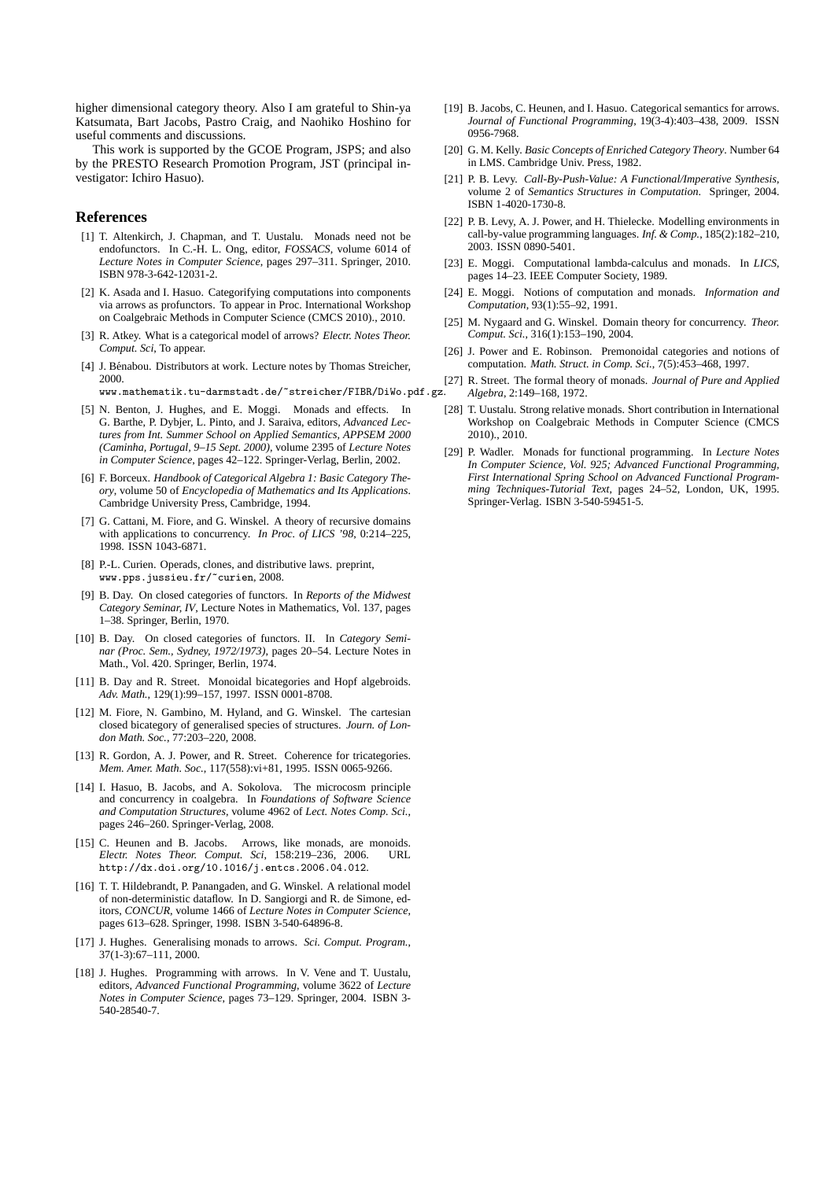higher dimensional category theory. Also I am grateful to Shin-ya Katsumata, Bart Jacobs, Pastro Craig, and Naohiko Hoshino for useful comments and discussions.

This work is supported by the GCOE Program, JSPS; and also by the PRESTO Research Promotion Program, JST (principal investigator: Ichiro Hasuo).

## References

[1] T. Altenkirch, J. Chapman, and T. Uustalu. Monads need not be endofunctors. In C.-H. L. Ong, editor, *FOSSACS*, volume 6014 of *Lecture Notes in Computer Science*, pages 297–311. Springer, 2010. ISBN 978-3-642-12031-2.

[2] K. Asada and I. Hasuo. Categorifying computations into components via arrows as profunctors. To appear in Proc. International Workshop on Coalgebraic Methods in Computer Science (CMCS 2010)., 2010.

[3] R. Atkey. What is a categorical model of arrows? *Electr. Notes Theor. Comput. Sci*, To appear.

[4] J. Bénabou. Distributors at work. Lecture notes by Thomas Streicher, 2000. www.mathematik.tu-darmstadt.de/~streicher/FIBR/DiWo.pdf.gz.

[5] N. Benton, J. Hughes, and E. Moggi. Monads and effects. In G. Barthe, P. Dybjer, L. Pinto, and J. Saraiva, editors, *Advanced Lectures from Int. Summer School on Applied Semantics, APPSEM 2000 (Caminha, Portugal, 9–15 Sept. 2000)*, volume 2395 of *Lecture Notes in Computer Science*, pages 42–122. Springer-Verlag, Berlin, 2002.

[6] F. Borceux. *Handbook of Categorical Algebra 1: Basic Category Theory*, volume 50 of *Encyclopedia of Mathematics and Its Applications*. Cambridge University Press, Cambridge, 1994.

[7] G. Cattani, M. Fiore, and G. Winskel. A theory of recursive domains with applications to concurrency. *In Proc. of LICS '98*, 0:214–225, 1998. ISSN 1043-6871.

[8] P.-L. Curien. Operads, clones, and distributive laws. preprint, www.pps.jussieu.fr/~curien, 2008.

[9] B. Day. On closed categories of functors. In *Reports of the Midwest Category Seminar, IV*, Lecture Notes in Mathematics, Vol. 137, pages 1–38. Springer, Berlin, 1970.

[10] B. Day. On closed categories of functors. II. In *Category Seminar (Proc. Sem., Sydney, 1972/1973)*, pages 20–54. Lecture Notes in Math., Vol. 420. Springer, Berlin, 1974.

[11] B. Day and R. Street. Monoidal bicategories and Hopf algebroids. *Adv. Math.*, 129(1):99–157, 1997. ISSN 0001-8708.

[12] M. Fiore, N. Gambino, M. Hyland, and G. Winskel. The cartesian closed bicategory of generalised species of structures. *Journ. of London Math. Soc.*, 77:203–220, 2008.

[13] R. Gordon, A. J. Power, and R. Street. Coherence for tricategories. *Mem. Amer. Math. Soc.*, 117(558):vi+81, 1995. ISSN 0065-9266.

[14] I. Hasuo, B. Jacobs, and A. Sokolova. The microcosm principle and concurrency in coalgebra. In *Foundations of Software Science and Computation Structures*, volume 4962 of *Lect. Notes Comp. Sci.*, pages 246–260. Springer-Verlag, 2008.

[15] C. Heunen and B. Jacobs. Arrows, like monads, are monoids. *Electr. Notes Theor. Comput. Sci*, 158:219–236, 2006. URL http://dx.doi.org/10.1016/j.entcs.2006.04.012.

[16] T. T. Hildebrandt, P. Panangaden, and G. Winskel. A relational model of non-deterministic dataflow. In D. Sangiorgi and R. de Simone, editors, *CONCUR*, volume 1466 of *Lecture Notes in Computer Science*, pages 613–628. Springer, 1998. ISBN 3-540-64896-8.

[17] J. Hughes. Generalising monads to arrows. *Sci. Comput. Program.*, 37(1-3):67–111, 2000.

[18] J. Hughes. Programming with arrows. In V. Vene and T. Uustalu, editors, *Advanced Functional Programming*, volume 3622 of *Lecture Notes in Computer Science*, pages 73–129. Springer, 2004. ISBN 3-540-28540-7.

[19] B. Jacobs, C. Heunen, and I. Hasuo. Categorical semantics for arrows. *Journal of Functional Programming*, 19(3-4):403–438, 2009. ISSN 0956-7968.

[20] G. M. Kelly. *Basic Concepts of Enriched Category Theory*. Number 64 in LMS. Cambridge Univ. Press, 1982.

[21] P. B. Levy. *Call-By-Push-Value: A Functional/Imperative Synthesis*, volume 2 of *Semantics Structures in Computation*. Springer, 2004. ISBN 1-4020-1730-8.

[22] P. B. Levy, A. J. Power, and H. Thielecke. Modelling environments in call-by-value programming languages. *Inf. & Comp.*, 185(2):182–210, 2003. ISSN 0890-5401.

[23] E. Moggi. Computational lambda-calculus and monads. In *LICS*, pages 14–23. IEEE Computer Society, 1989.

[24] E. Moggi. Notions of computation and monads. *Information and Computation*, 93(1):55–92, 1991.

[25] M. Nygaard and G. Winskel. Domain theory for concurrency. *Theor. Comput. Sci.*, 316(1):153–190, 2004.

[26] J. Power and E. Robinson. Premonoidal categories and notions of computation. *Math. Struct. in Comp. Sci.*, 7(5):453–468, 1997.

[27] R. Street. The formal theory of monads. *Journal of Pure and Applied Algebra*, 2:149–168, 1972.

[28] T. Uustalu. Strong relative monads. Short contribution in International Workshop on Coalgebraic Methods in Computer Science (CMCS 2010)., 2010.

[29] P. Wadler. Monads for functional programming. In *Lecture Notes In Computer Science, Vol. 925; Advanced Functional Programming, First International Spring School on Advanced Functional Programming Techniques-Tutorial Text*, pages 24–52, London, UK, 1995. Springer-Verlag. ISBN 3-540-59451-5.